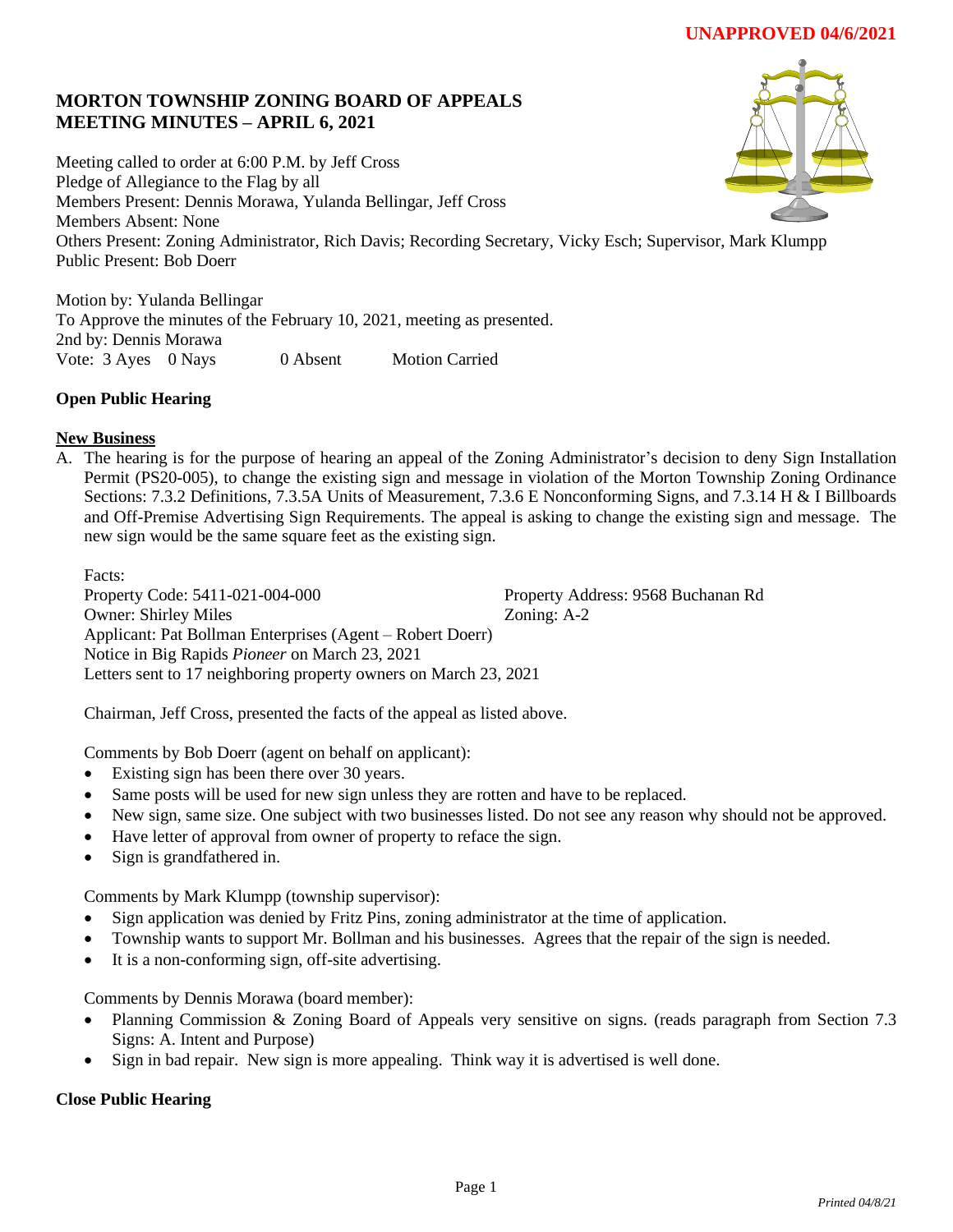**UNAPPROVED 04/6/2021**

# MORTON TOWNSHIP ZONING BOARD OF APPEALS
# MEETING MINUTES – APRIL 6, 2021

Meeting called to order at 6:00 P.M. by Jeff Cross
Pledge of Allegiance to the Flag by all
Members Present: Dennis Morawa, Yulanda Bellingar, Jeff Cross
Members Absent: None
Others Present: Zoning Administrator, Rich Davis; Recording Secretary, Vicky Esch; Supervisor, Mark Klumpp
Public Present: Bob Doerr

Motion by: Yulanda Bellingar
To Approve the minutes of the February 10, 2021, meeting as presented.
2nd by: Dennis Morawa
Vote: 3 Ayes 0 Nays 0 Absent Motion Carried

**Open Public Hearing**

**New Business**

A. The hearing is for the purpose of hearing an appeal of the Zoning Administrator's decision to deny Sign Installation Permit (PS20-005), to change the existing sign and message in violation of the Morton Township Zoning Ordinance Sections: 7.3.2 Definitions, 7.3.5A Units of Measurement, 7.3.6 E Nonconforming Signs, and 7.3.14 H & I Billboards and Off-Premise Advertising Sign Requirements. The appeal is asking to change the existing sign and message. The new sign would be the same square feet as the existing sign.

Facts:
Property Code: 5411-021-004-000 Property Address: 9568 Buchanan Rd
Owner: Shirley Miles Zoning: A-2
Applicant: Pat Bollman Enterprises (Agent – Robert Doerr)
Notice in Big Rapids *Pioneer* on March 23, 2021
Letters sent to 17 neighboring property owners on March 23, 2021

Chairman, Jeff Cross, presented the facts of the appeal as listed above.

Comments by Bob Doerr (agent on behalf on applicant):

- Existing sign has been there over 30 years.
- Same posts will be used for new sign unless they are rotten and have to be replaced.
- New sign, same size. One subject with two businesses listed. Do not see any reason why should not be approved.
- Have letter of approval from owner of property to reface the sign.
- Sign is grandfathered in.

Comments by Mark Klumpp (township supervisor):

- Sign application was denied by Fritz Pins, zoning administrator at the time of application.
- Township wants to support Mr. Bollman and his businesses. Agrees that the repair of the sign is needed.
- It is a non-conforming sign, off-site advertising.

Comments by Dennis Morawa (board member):

- Planning Commission & Zoning Board of Appeals very sensitive on signs. (reads paragraph from Section 7.3 Signs: A. Intent and Purpose)
- Sign in bad repair. New sign is more appealing. Think way it is advertised is well done.

**Close Public Hearing**

*Printed 04/8/21*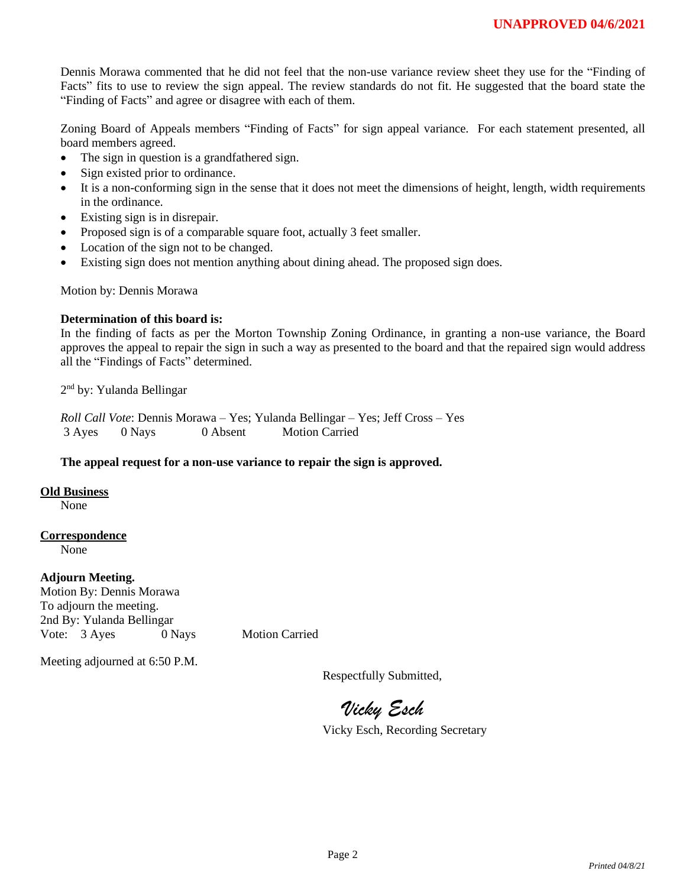UNAPPROVED 04/6/2021

Dennis Morawa commented that he did not feel that the non-use variance review sheet they use for the "Finding of Facts" fits to use to review the sign appeal. The review standards do not fit. He suggested that the board state the "Finding of Facts" and agree or disagree with each of them.

Zoning Board of Appeals members "Finding of Facts" for sign appeal variance. For each statement presented, all board members agreed.

- The sign in question is a grandfathered sign.
- Sign existed prior to ordinance.
- It is a non-conforming sign in the sense that it does not meet the dimensions of height, length, width requirements in the ordinance.
- Existing sign is in disrepair.
- Proposed sign is of a comparable square foot, actually 3 feet smaller.
- Location of the sign not to be changed.
- Existing sign does not mention anything about dining ahead. The proposed sign does.

Motion by: Dennis Morawa

**Determination of this board is:**
In the finding of facts as per the Morton Township Zoning Ordinance, in granting a non-use variance, the Board approves the appeal to repair the sign in such a way as presented to the board and that the repaired sign would address all the "Findings of Facts" determined.

2nd by: Yulanda Bellingar

*Roll Call Vote*: Dennis Morawa – Yes; Yulanda Bellingar – Yes; Jeff Cross – Yes
3 Ayes 0 Nays 0 Absent Motion Carried

**The appeal request for a non-use variance to repair the sign is approved.**

**Old Business**
None

**Correspondence**
None

**Adjourn Meeting.**
Motion By: Dennis Morawa
To adjourn the meeting.
2nd By: Yulanda Bellingar
Vote: 3 Ayes 0 Nays Motion Carried

Meeting adjourned at 6:50 P.M.

Respectfully Submitted,

*Vicky Esch*

Vicky Esch, Recording Secretary

*Printed 04/8/21*